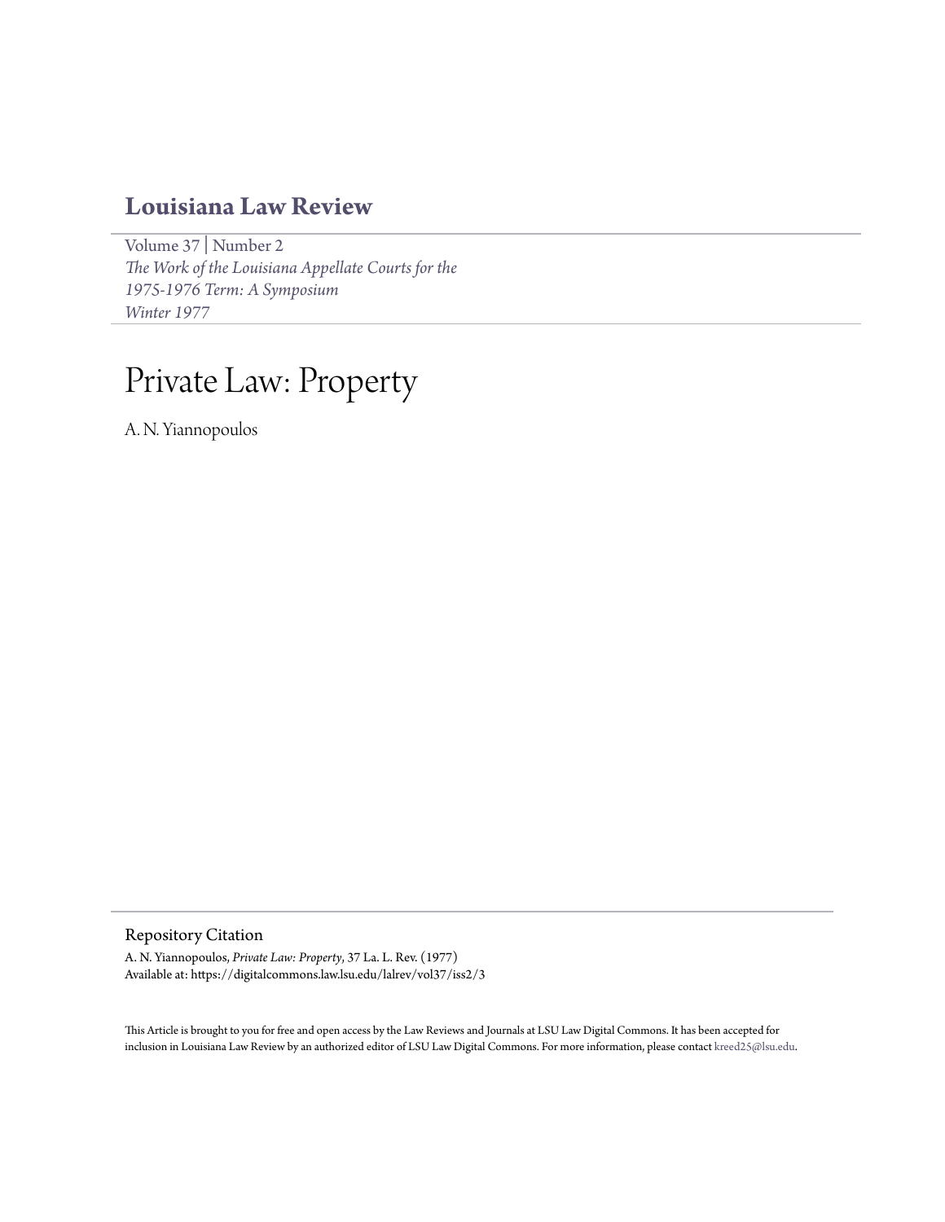# Louisiana Law Review

Volume 37 | Number 2
*The Work of the Louisiana Appellate Courts for the 1975-1976 Term: A Symposium*
*Winter 1977*

# Private Law: Property

A. N. Yiannopoulos

## Repository Citation

A. N. Yiannopoulos, *Private Law: Property*, 37 La. L. Rev. (1977)
Available at: https://digitalcommons.law.lsu.edu/lalrev/vol37/iss2/3

This Article is brought to you for free and open access by the Law Reviews and Journals at LSU Law Digital Commons. It has been accepted for inclusion in Louisiana Law Review by an authorized editor of LSU Law Digital Commons. For more information, please contact kreed25@lsu.edu.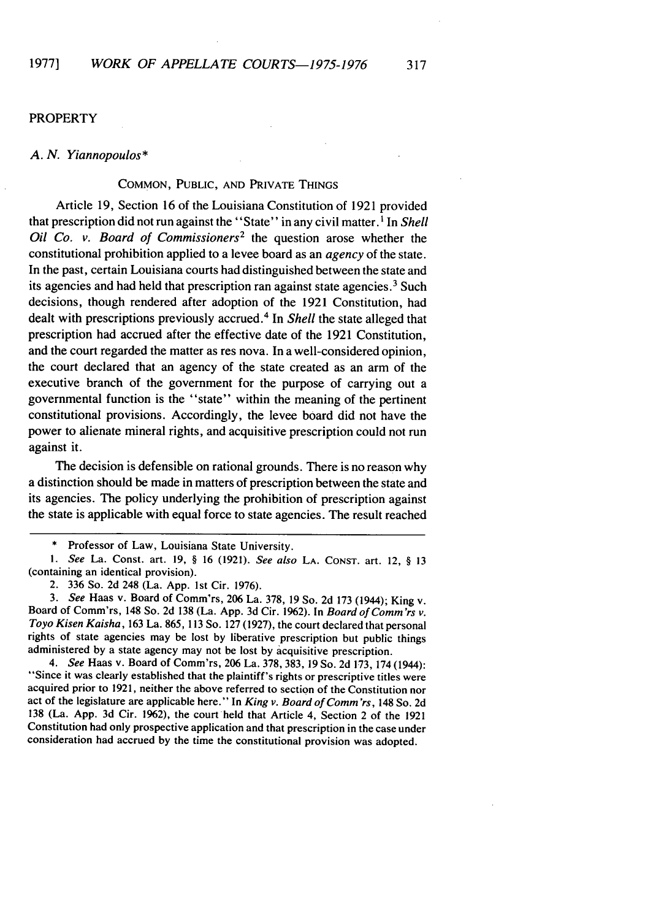## PROPERTY

*A. N. Yiannopoulos**

### COMMON, PUBLIC, AND PRIVATE THINGS

Article 19, Section 16 of the Louisiana Constitution of 1921 provided that prescription did not run against the "State" in any civil matter.[1] In *Shell Oil Co. v. Board of Commissioners*[2] the question arose whether the constitutional prohibition applied to a levee board as an *agency* of the state. In the past, certain Louisiana courts had distinguished between the state and its agencies and had held that prescription ran against state agencies.[3] Such decisions, though rendered after adoption of the 1921 Constitution, had dealt with prescriptions previously accrued.[4] In *Shell* the state alleged that prescription had accrued after the effective date of the 1921 Constitution, and the court regarded the matter as res nova. In a well-considered opinion, the court declared that an agency of the state created as an arm of the executive branch of the government for the purpose of carrying out a governmental function is the "state" within the meaning of the pertinent constitutional provisions. Accordingly, the levee board did not have the power to alienate mineral rights, and acquisitive prescription could not run against it.

The decision is defensible on rational grounds. There is no reason why a distinction should be made in matters of prescription between the state and its agencies. The policy underlying the prohibition of prescription against the state is applicable with equal force to state agencies. The result reached

---

\* Professor of Law, Louisiana State University.

1. *See* La. Const. art. 19, § 16 (1921). *See also* LA. CONST. art. 12, § 13 (containing an identical provision).

2. 336 So. 2d 248 (La. App. 1st Cir. 1976).

3. *See* Haas v. Board of Comm'rs, 206 La. 378, 19 So. 2d 173 (1944); King v. Board of Comm'rs, 148 So. 2d 138 (La. App. 3d Cir. 1962). In *Board of Comm'rs v. Toyo Kisen Kaisha*, 163 La. 865, 113 So. 127 (1927), the court declared that personal rights of state agencies may be lost by liberative prescription but public things administered by a state agency may not be lost by acquisitive prescription.

4. *See* Haas v. Board of Comm'rs, 206 La. 378, 383, 19 So. 2d 173, 174 (1944): "Since it was clearly established that the plaintiff's rights or prescriptive titles were acquired prior to 1921, neither the above referred to section of the Constitution nor act of the legislature are applicable here." In *King v. Board of Comm'rs*, 148 So. 2d 138 (La. App. 3d Cir. 1962), the court held that Article 4, Section 2 of the 1921 Constitution had only prospective application and that prescription in the case under consideration had accrued by the time the constitutional provision was adopted.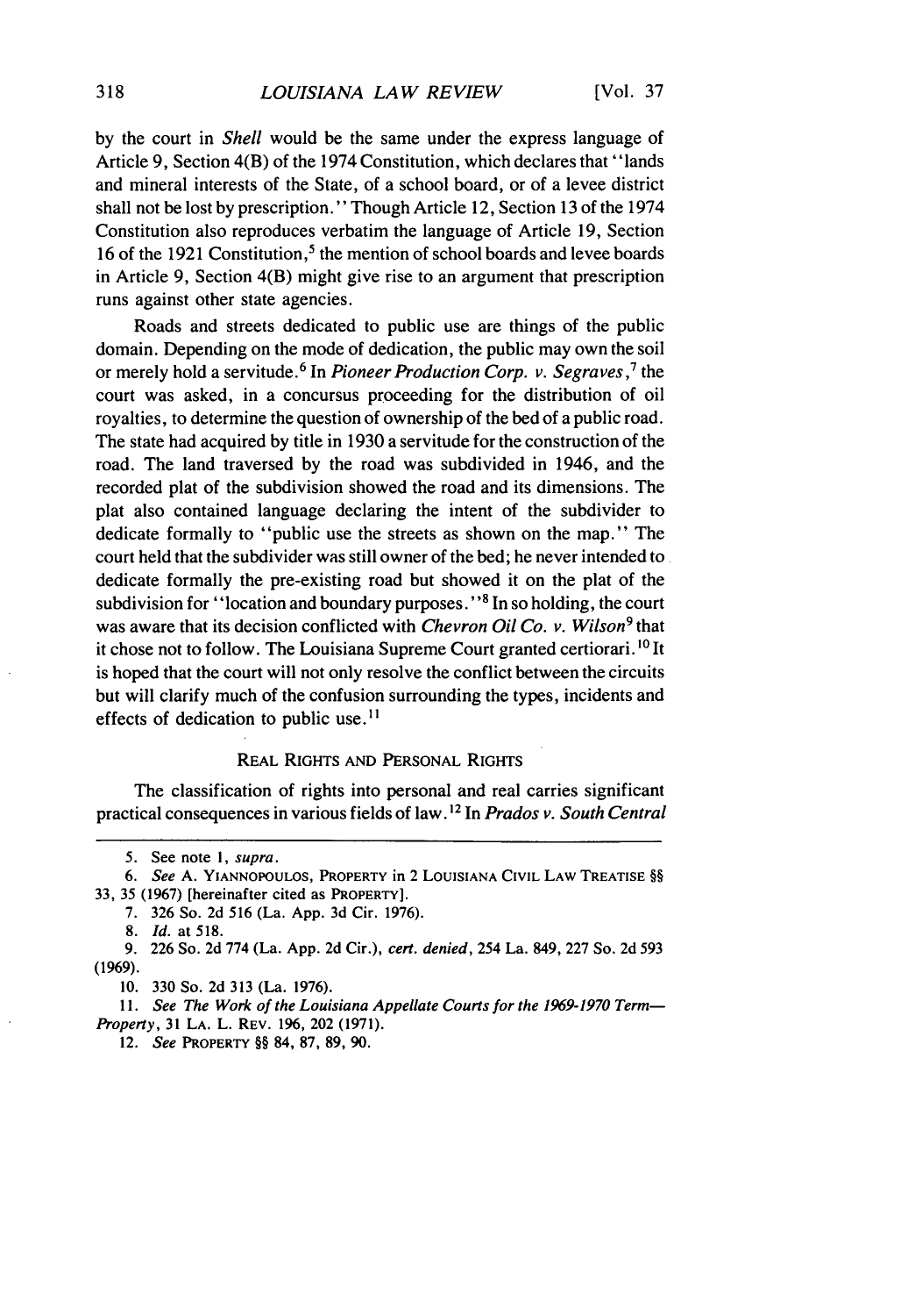by the court in *Shell* would be the same under the express language of Article 9, Section 4(B) of the 1974 Constitution, which declares that "lands and mineral interests of the State, of a school board, or of a levee district shall not be lost by prescription." Though Article 12, Section 13 of the 1974 Constitution also reproduces verbatim the language of Article 19, Section 16 of the 1921 Constitution,[5] the mention of school boards and levee boards in Article 9, Section 4(B) might give rise to an argument that prescription runs against other state agencies.

Roads and streets dedicated to public use are things of the public domain. Depending on the mode of dedication, the public may own the soil or merely hold a servitude.[6] In *Pioneer Production Corp. v. Segraves*,[7] the court was asked, in a concursus proceeding for the distribution of oil royalties, to determine the question of ownership of the bed of a public road. The state had acquired by title in 1930 a servitude for the construction of the road. The land traversed by the road was subdivided in 1946, and the recorded plat of the subdivision showed the road and its dimensions. The plat also contained language declaring the intent of the subdivider to dedicate formally to "public use the streets as shown on the map." The court held that the subdivider was still owner of the bed; he never intended to dedicate formally the pre-existing road but showed it on the plat of the subdivision for "location and boundary purposes."[8] In so holding, the court was aware that its decision conflicted with *Chevron Oil Co. v. Wilson*[9] that it chose not to follow. The Louisiana Supreme Court granted certiorari.[10] It is hoped that the court will not only resolve the conflict between the circuits but will clarify much of the confusion surrounding the types, incidents and effects of dedication to public use.[11]

## REAL RIGHTS AND PERSONAL RIGHTS

The classification of rights into personal and real carries significant practical consequences in various fields of law.[12] In *Prados v. South Central*

---

5. See note 1, *supra*.

6. *See* A. YIANNOPOULOS, PROPERTY in 2 LOUISIANA CIVIL LAW TREATISE §§ 33, 35 (1967) [hereinafter cited as PROPERTY].

7. 326 So. 2d 516 (La. App. 3d Cir. 1976).

8. *Id.* at 518.

9. 226 So. 2d 774 (La. App. 2d Cir.), *cert. denied*, 254 La. 849, 227 So. 2d 593 (1969).

10. 330 So. 2d 313 (La. 1976).

11. *See The Work of the Louisiana Appellate Courts for the 1969-1970 Term—Property*, 31 LA. L. REV. 196, 202 (1971).

12. *See* PROPERTY §§ 84, 87, 89, 90.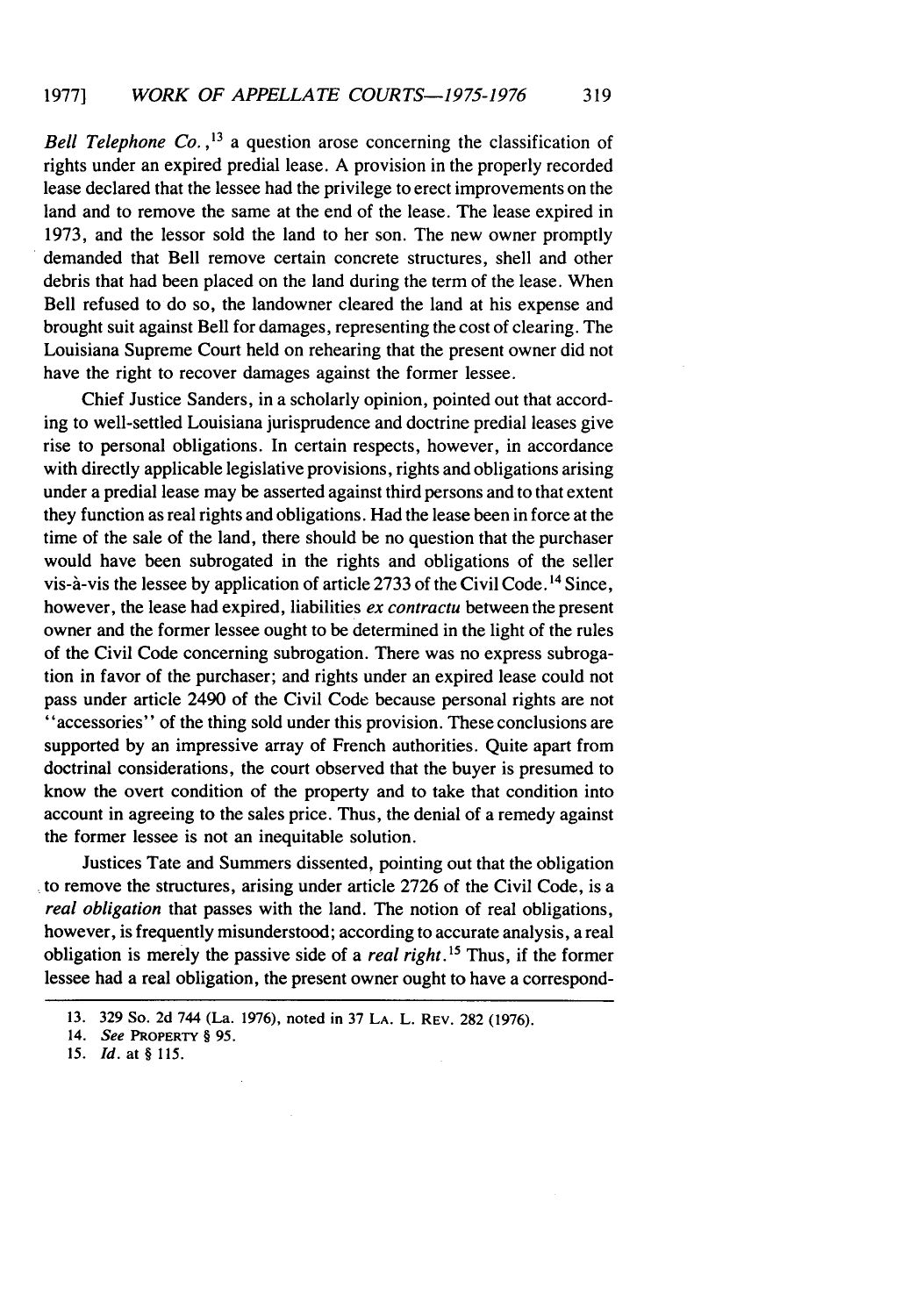*Bell Telephone Co.*,[13] a question arose concerning the classification of rights under an expired predial lease. A provision in the properly recorded lease declared that the lessee had the privilege to erect improvements on the land and to remove the same at the end of the lease. The lease expired in 1973, and the lessor sold the land to her son. The new owner promptly demanded that Bell remove certain concrete structures, shell and other debris that had been placed on the land during the term of the lease. When Bell refused to do so, the landowner cleared the land at his expense and brought suit against Bell for damages, representing the cost of clearing. The Louisiana Supreme Court held on rehearing that the present owner did not have the right to recover damages against the former lessee.

Chief Justice Sanders, in a scholarly opinion, pointed out that according to well-settled Louisiana jurisprudence and doctrine predial leases give rise to personal obligations. In certain respects, however, in accordance with directly applicable legislative provisions, rights and obligations arising under a predial lease may be asserted against third persons and to that extent they function as real rights and obligations. Had the lease been in force at the time of the sale of the land, there should be no question that the purchaser would have been subrogated in the rights and obligations of the seller vis-à-vis the lessee by application of article 2733 of the Civil Code.[14] Since, however, the lease had expired, liabilities *ex contractu* between the present owner and the former lessee ought to be determined in the light of the rules of the Civil Code concerning subrogation. There was no express subrogation in favor of the purchaser; and rights under an expired lease could not pass under article 2490 of the Civil Code because personal rights are not "accessories" of the thing sold under this provision. These conclusions are supported by an impressive array of French authorities. Quite apart from doctrinal considerations, the court observed that the buyer is presumed to know the overt condition of the property and to take that condition into account in agreeing to the sales price. Thus, the denial of a remedy against the former lessee is not an inequitable solution.

Justices Tate and Summers dissented, pointing out that the obligation to remove the structures, arising under article 2726 of the Civil Code, is a *real obligation* that passes with the land. The notion of real obligations, however, is frequently misunderstood; according to accurate analysis, a real obligation is merely the passive side of a *real right*.[15] Thus, if the former lessee had a real obligation, the present owner ought to have a correspond-

---

13. 329 So. 2d 744 (La. 1976), noted in 37 LA. L. REV. 282 (1976).

14. *See* PROPERTY § 95.

15. *Id.* at § 115.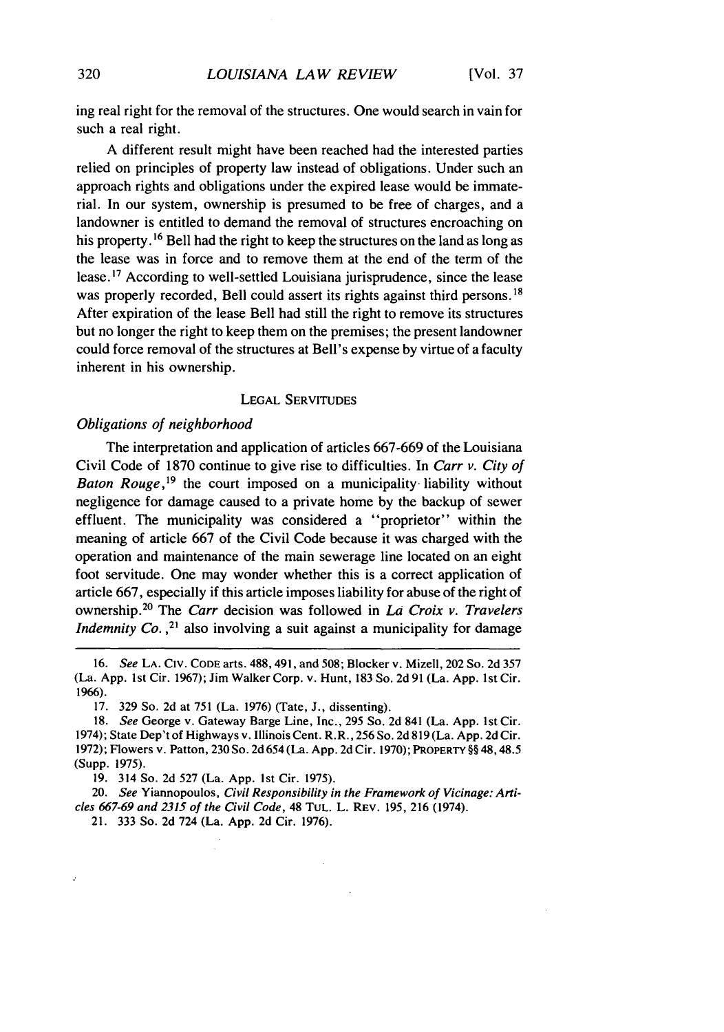ing real right for the removal of the structures. One would search in vain for such a real right.

A different result might have been reached had the interested parties relied on principles of property law instead of obligations. Under such an approach rights and obligations under the expired lease would be immaterial. In our system, ownership is presumed to be free of charges, and a landowner is entitled to demand the removal of structures encroaching on his property.[16] Bell had the right to keep the structures on the land as long as the lease was in force and to remove them at the end of the term of the lease.[17] According to well-settled Louisiana jurisprudence, since the lease was properly recorded, Bell could assert its rights against third persons.[18] After expiration of the lease Bell had still the right to remove its structures but no longer the right to keep them on the premises; the present landowner could force removal of the structures at Bell's expense by virtue of a faculty inherent in his ownership.

## LEGAL SERVITUDES

### *Obligations of neighborhood*

The interpretation and application of articles 667-669 of the Louisiana Civil Code of 1870 continue to give rise to difficulties. In *Carr v. City of Baton Rouge*,[19] the court imposed on a municipality liability without negligence for damage caused to a private home by the backup of sewer effluent. The municipality was considered a "proprietor" within the meaning of article 667 of the Civil Code because it was charged with the operation and maintenance of the main sewerage line located on an eight foot servitude. One may wonder whether this is a correct application of article 667, especially if this article imposes liability for abuse of the right of ownership.[20] The *Carr* decision was followed in *La Croix v. Travelers Indemnity Co.*,[21] also involving a suit against a municipality for damage

---

16. *See* LA. CIV. CODE arts. 488, 491, and 508; Blocker v. Mizell, 202 So. 2d 357 (La. App. 1st Cir. 1967); Jim Walker Corp. v. Hunt, 183 So. 2d 91 (La. App. 1st Cir. 1966).

17. 329 So. 2d at 751 (La. 1976) (Tate, J., dissenting).

18. *See* George v. Gateway Barge Line, Inc., 295 So. 2d 841 (La. App. 1st Cir. 1974); State Dep't of Highways v. Illinois Cent. R.R., 256 So. 2d 819 (La. App. 2d Cir. 1972); Flowers v. Patton, 230 So. 2d 654 (La. App. 2d Cir. 1970); PROPERTY §§ 48, 48.5 (Supp. 1975).

19. 314 So. 2d 527 (La. App. 1st Cir. 1975).

20. *See* Yiannopoulos, *Civil Responsibility in the Framework of Vicinage: Articles 667-69 and 2315 of the Civil Code*, 48 TUL. L. REV. 195, 216 (1974).

21. 333 So. 2d 724 (La. App. 2d Cir. 1976).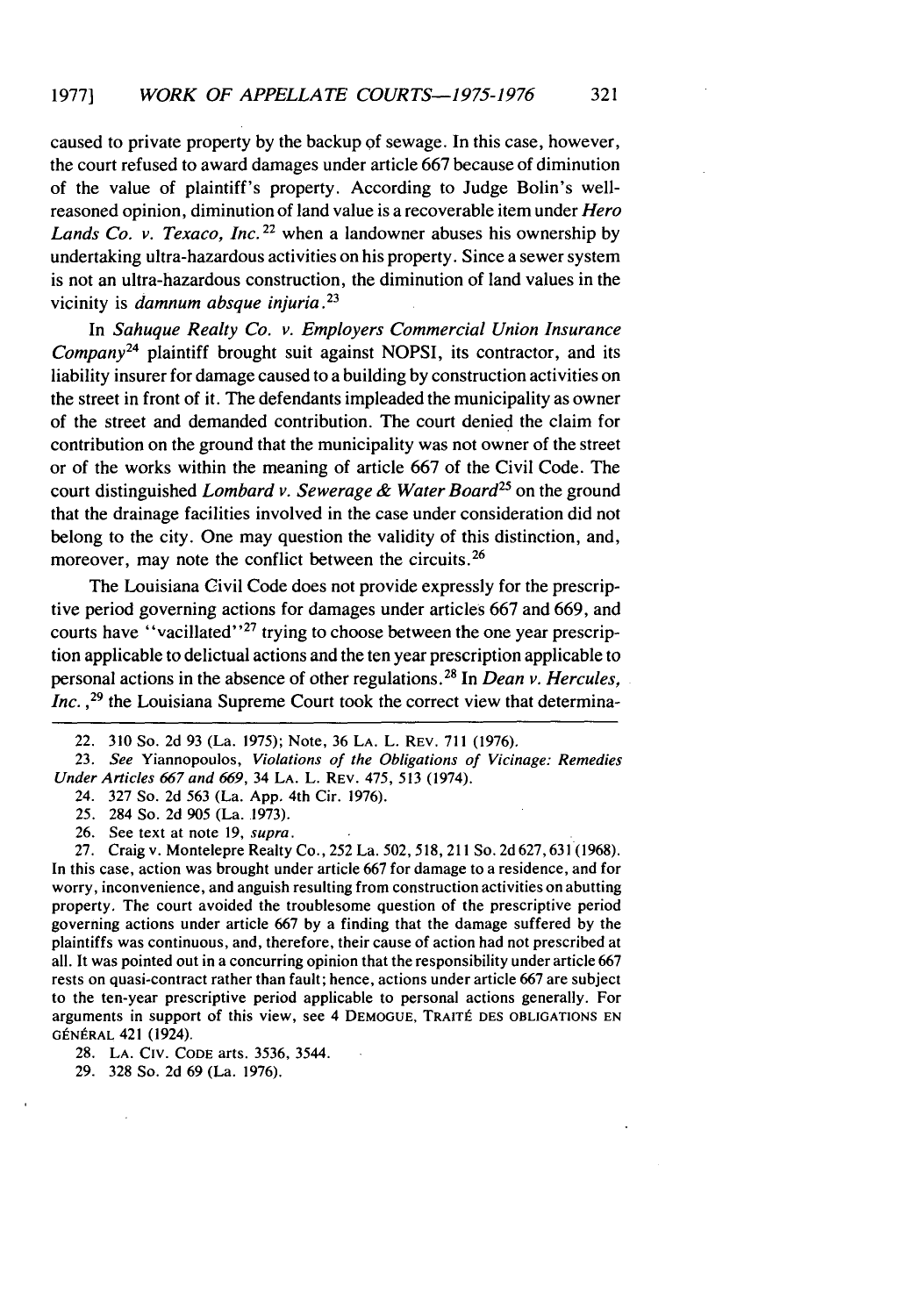caused to private property by the backup of sewage. In this case, however, the court refused to award damages under article 667 because of diminution of the value of plaintiff's property. According to Judge Bolin's well-reasoned opinion, diminution of land value is a recoverable item under *Hero Lands Co. v. Texaco, Inc.*[22] when a landowner abuses his ownership by undertaking ultra-hazardous activities on his property. Since a sewer system is not an ultra-hazardous construction, the diminution of land values in the vicinity is *damnum absque injuria*.[23]

In *Sahuque Realty Co. v. Employers Commercial Union Insurance Company*[24] plaintiff brought suit against NOPSI, its contractor, and its liability insurer for damage caused to a building by construction activities on the street in front of it. The defendants impleaded the municipality as owner of the street and demanded contribution. The court denied the claim for contribution on the ground that the municipality was not owner of the street or of the works within the meaning of article 667 of the Civil Code. The court distinguished *Lombard v. Sewerage & Water Board*[25] on the ground that the drainage facilities involved in the case under consideration did not belong to the city. One may question the validity of this distinction, and, moreover, may note the conflict between the circuits.[26]

The Louisiana Civil Code does not provide expressly for the prescriptive period governing actions for damages under articles 667 and 669, and courts have "vacillated"[27] trying to choose between the one year prescription applicable to delictual actions and the ten year prescription applicable to personal actions in the absence of other regulations.[28] In *Dean v. Hercules, Inc.*,[29] the Louisiana Supreme Court took the correct view that determina-

---

22. 310 So. 2d 93 (La. 1975); Note, 36 LA. L. REV. 711 (1976).

23. *See* Yiannopoulos, *Violations of the Obligations of Vicinage: Remedies Under Articles 667 and 669*, 34 LA. L. REV. 475, 513 (1974).

24. 327 So. 2d 563 (La. App. 4th Cir. 1976).

25. 284 So. 2d 905 (La. 1973).

26. See text at note 19, *supra*.

27. Craig v. Montelepre Realty Co., 252 La. 502, 518, 211 So. 2d 627, 631 (1968). In this case, action was brought under article 667 for damage to a residence, and for worry, inconvenience, and anguish resulting from construction activities on abutting property. The court avoided the troublesome question of the prescriptive period governing actions under article 667 by a finding that the damage suffered by the plaintiffs was continuous, and, therefore, their cause of action had not prescribed at all. It was pointed out in a concurring opinion that the responsibility under article 667 rests on quasi-contract rather than fault; hence, actions under article 667 are subject to the ten-year prescriptive period applicable to personal actions generally. For arguments in support of this view, see 4 DEMOGUE, TRAITÉ DES OBLIGATIONS EN GÉNÉRAL 421 (1924).

28. LA. CIV. CODE arts. 3536, 3544.

29. 328 So. 2d 69 (La. 1976).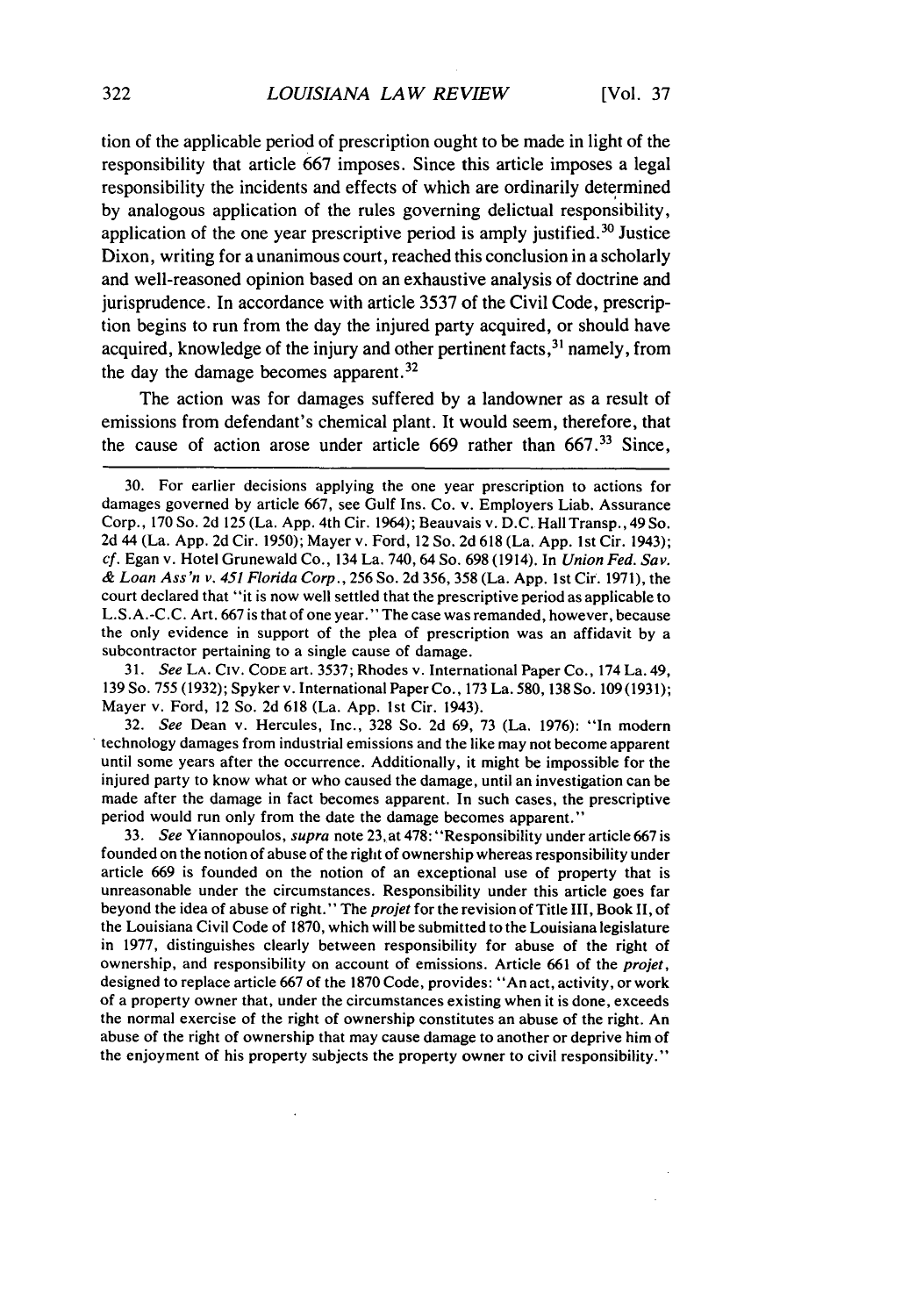tion of the applicable period of prescription ought to be made in light of the responsibility that article 667 imposes. Since this article imposes a legal responsibility the incidents and effects of which are ordinarily determined by analogous application of the rules governing delictual responsibility, application of the one year prescriptive period is amply justified.[30] Justice Dixon, writing for a unanimous court, reached this conclusion in a scholarly and well-reasoned opinion based on an exhaustive analysis of doctrine and jurisprudence. In accordance with article 3537 of the Civil Code, prescription begins to run from the day the injured party acquired, or should have acquired, knowledge of the injury and other pertinent facts,[31] namely, from the day the damage becomes apparent.[32]

The action was for damages suffered by a landowner as a result of emissions from defendant's chemical plant. It would seem, therefore, that the cause of action arose under article 669 rather than 667.[33] Since,

---

30. For earlier decisions applying the one year prescription to actions for damages governed by article 667, see Gulf Ins. Co. v. Employers Liab. Assurance Corp., 170 So. 2d 125 (La. App. 4th Cir. 1964); Beauvais v. D.C. Hall Transp., 49 So. 2d 44 (La. App. 2d Cir. 1950); Mayer v. Ford, 12 So. 2d 618 (La. App. 1st Cir. 1943); *cf.* Egan v. Hotel Grunewald Co., 134 La. 740, 64 So. 698 (1914). In *Union Fed. Sav. & Loan Ass'n v. 451 Florida Corp.*, 256 So. 2d 356, 358 (La. App. 1st Cir. 1971), the court declared that "it is now well settled that the prescriptive period as applicable to L.S.A.-C.C. Art. 667 is that of one year." The case was remanded, however, because the only evidence in support of the plea of prescription was an affidavit by a subcontractor pertaining to a single cause of damage.

31. *See* LA. CIV. CODE art. 3537; Rhodes v. International Paper Co., 174 La. 49, 139 So. 755 (1932); Spyker v. International Paper Co., 173 La. 580, 138 So. 109 (1931); Mayer v. Ford, 12 So. 2d 618 (La. App. 1st Cir. 1943).

32. *See* Dean v. Hercules, Inc., 328 So. 2d 69, 73 (La. 1976): "In modern technology damages from industrial emissions and the like may not become apparent until some years after the occurrence. Additionally, it might be impossible for the injured party to know what or who caused the damage, until an investigation can be made after the damage in fact becomes apparent. In such cases, the prescriptive period would run only from the date the damage becomes apparent."

33. *See* Yiannopoulos, *supra* note 23, at 478: "Responsibility under article 667 is founded on the notion of abuse of the right of ownership whereas responsibility under article 669 is founded on the notion of an exceptional use of property that is unreasonable under the circumstances. Responsibility under this article goes far beyond the idea of abuse of right." The *projet* for the revision of Title III, Book II, of the Louisiana Civil Code of 1870, which will be submitted to the Louisiana legislature in 1977, distinguishes clearly between responsibility for abuse of the right of ownership, and responsibility on account of emissions. Article 661 of the *projet*, designed to replace article 667 of the 1870 Code, provides: "An act, activity, or work of a property owner that, under the circumstances existing when it is done, exceeds the normal exercise of the right of ownership constitutes an abuse of the right. An abuse of the right of ownership that may cause damage to another or deprive him of the enjoyment of his property subjects the property owner to civil responsibility."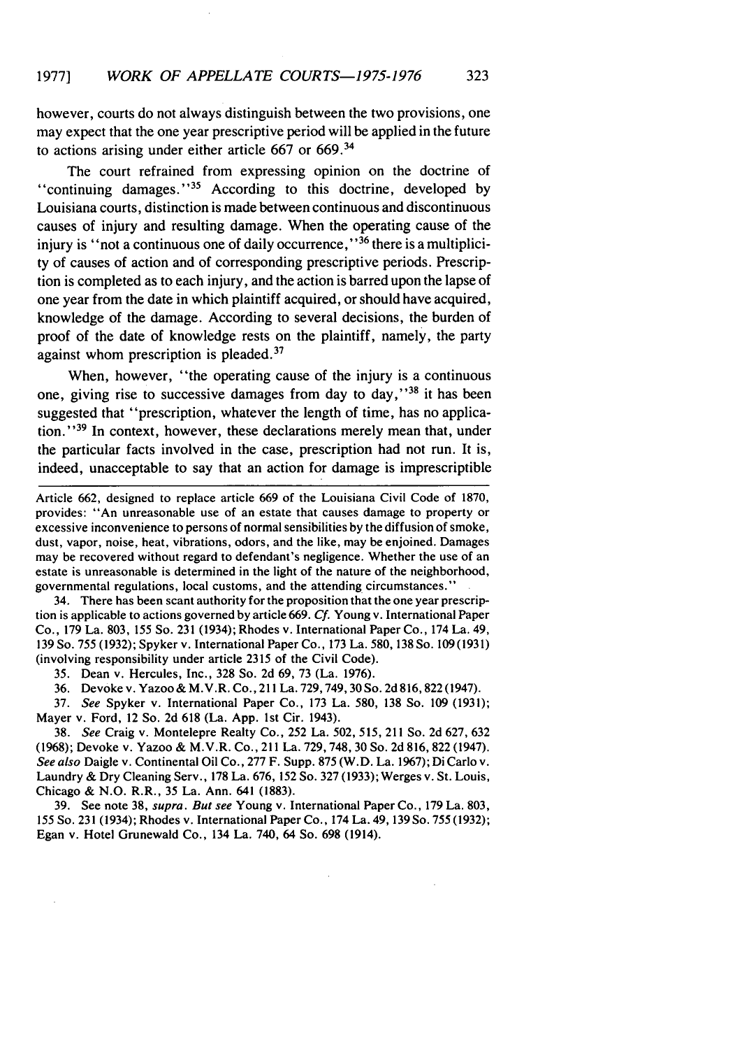however, courts do not always distinguish between the two provisions, one may expect that the one year prescriptive period will be applied in the future to actions arising under either article 667 or 669.[34]

The court refrained from expressing opinion on the doctrine of "continuing damages."[35] According to this doctrine, developed by Louisiana courts, distinction is made between continuous and discontinuous causes of injury and resulting damage. When the operating cause of the injury is "not a continuous one of daily occurrence,"[36] there is a multiplicity of causes of action and of corresponding prescriptive periods. Prescription is completed as to each injury, and the action is barred upon the lapse of one year from the date in which plaintiff acquired, or should have acquired, knowledge of the damage. According to several decisions, the burden of proof of the date of knowledge rests on the plaintiff, namely, the party against whom prescription is pleaded.[37]

When, however, "the operating cause of the injury is a continuous one, giving rise to successive damages from day to day,"[38] it has been suggested that "prescription, whatever the length of time, has no application."[39] In context, however, these declarations merely mean that, under the particular facts involved in the case, prescription had not run. It is, indeed, unacceptable to say that an action for damage is imprescriptible

---

Article 662, designed to replace article 669 of the Louisiana Civil Code of 1870, provides: "An unreasonable use of an estate that causes damage to property or excessive inconvenience to persons of normal sensibilities by the diffusion of smoke, dust, vapor, noise, heat, vibrations, odors, and the like, may be enjoined. Damages may be recovered without regard to defendant's negligence. Whether the use of an estate is unreasonable is determined in the light of the nature of the neighborhood, governmental regulations, local customs, and the attending circumstances."

34. There has been scant authority for the proposition that the one year prescription is applicable to actions governed by article 669. *Cf.* Young v. International Paper Co., 179 La. 803, 155 So. 231 (1934); Rhodes v. International Paper Co., 174 La. 49, 139 So. 755 (1932); Spyker v. International Paper Co., 173 La. 580, 138 So. 109 (1931) (involving responsibility under article 2315 of the Civil Code).

35. Dean v. Hercules, Inc., 328 So. 2d 69, 73 (La. 1976).

36. Devoke v. Yazoo & M.V.R. Co., 211 La. 729, 749, 30 So. 2d 816, 822 (1947).

37. *See* Spyker v. International Paper Co., 173 La. 580, 138 So. 109 (1931); Mayer v. Ford, 12 So. 2d 618 (La. App. 1st Cir. 1943).

38. *See* Craig v. Montelepre Realty Co., 252 La. 502, 515, 211 So. 2d 627, 632 (1968); Devoke v. Yazoo & M.V.R. Co., 211 La. 729, 748, 30 So. 2d 816, 822 (1947). *See also* Daigle v. Continental Oil Co., 277 F. Supp. 875 (W.D. La. 1967); Di Carlo v. Laundry & Dry Cleaning Serv., 178 La. 676, 152 So. 327 (1933); Werges v. St. Louis, Chicago & N.O. R.R., 35 La. Ann. 641 (1883).

39. See note 38, *supra*. *But see* Young v. International Paper Co., 179 La. 803, 155 So. 231 (1934); Rhodes v. International Paper Co., 174 La. 49, 139 So. 755 (1932); Egan v. Hotel Grunewald Co., 134 La. 740, 64 So. 698 (1914).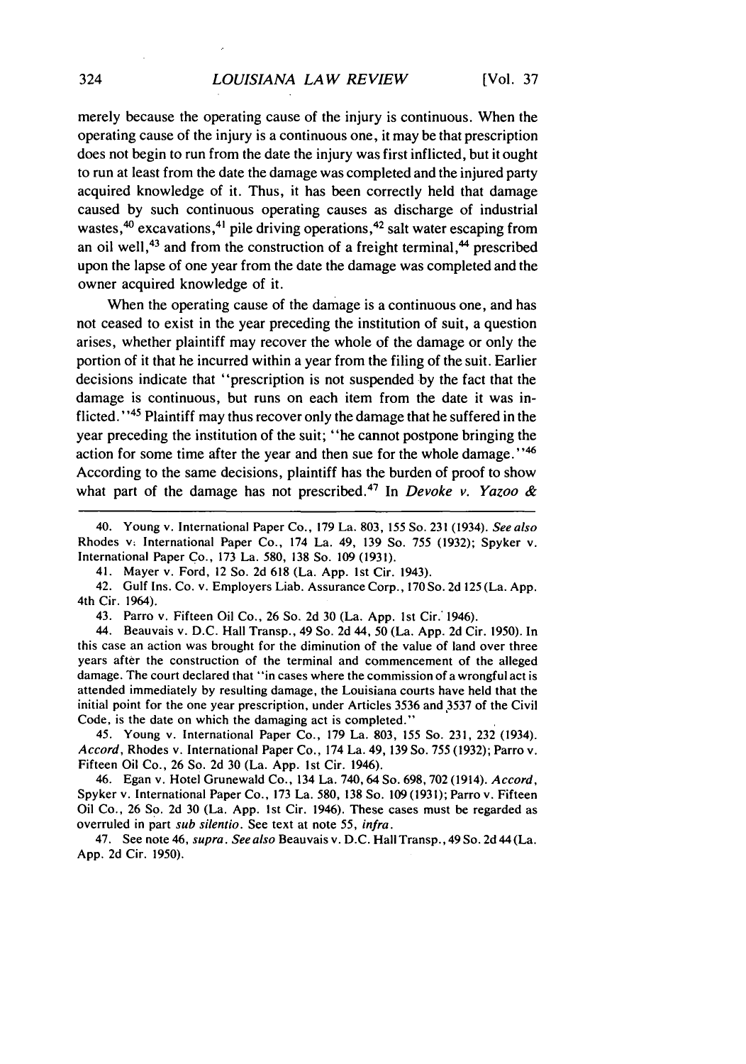merely because the operating cause of the injury is continuous. When the operating cause of the injury is a continuous one, it may be that prescription does not begin to run from the date the injury was first inflicted, but it ought to run at least from the date the damage was completed and the injured party acquired knowledge of it. Thus, it has been correctly held that damage caused by such continuous operating causes as discharge of industrial wastes,[40] excavations,[41] pile driving operations,[42] salt water escaping from an oil well,[43] and from the construction of a freight terminal,[44] prescribed upon the lapse of one year from the date the damage was completed and the owner acquired knowledge of it.

When the operating cause of the damage is a continuous one, and has not ceased to exist in the year preceding the institution of suit, a question arises, whether plaintiff may recover the whole of the damage or only the portion of it that he incurred within a year from the filing of the suit. Earlier decisions indicate that "prescription is not suspended by the fact that the damage is continuous, but runs on each item from the date it was inflicted."[45] Plaintiff may thus recover only the damage that he suffered in the year preceding the institution of the suit; "he cannot postpone bringing the action for some time after the year and then sue for the whole damage."[46] According to the same decisions, plaintiff has the burden of proof to show what part of the damage has not prescribed.[47] In *Devoke v. Yazoo &*

---

40. Young v. International Paper Co., 179 La. 803, 155 So. 231 (1934). *See also* Rhodes v. International Paper Co., 174 La. 49, 139 So. 755 (1932); Spyker v. International Paper Co., 173 La. 580, 138 So. 109 (1931).

41. Mayer v. Ford, 12 So. 2d 618 (La. App. 1st Cir. 1943).

42. Gulf Ins. Co. v. Employers Liab. Assurance Corp., 170 So. 2d 125 (La. App. 4th Cir. 1964).

43. Parro v. Fifteen Oil Co., 26 So. 2d 30 (La. App. 1st Cir. 1946).

44. Beauvais v. D.C. Hall Transp., 49 So. 2d 44, 50 (La. App. 2d Cir. 1950). In this case an action was brought for the diminution of the value of land over three years after the construction of the terminal and commencement of the alleged damage. The court declared that "in cases where the commission of a wrongful act is attended immediately by resulting damage, the Louisiana courts have held that the initial point for the one year prescription, under Articles 3536 and 3537 of the Civil Code, is the date on which the damaging act is completed."

45. Young v. International Paper Co., 179 La. 803, 155 So. 231, 232 (1934). *Accord*, Rhodes v. International Paper Co., 174 La. 49, 139 So. 755 (1932); Parro v. Fifteen Oil Co., 26 So. 2d 30 (La. App. 1st Cir. 1946).

46. Egan v. Hotel Grunewald Co., 134 La. 740, 64 So. 698, 702 (1914). *Accord*, Spyker v. International Paper Co., 173 La. 580, 138 So. 109 (1931); Parro v. Fifteen Oil Co., 26 So. 2d 30 (La. App. 1st Cir. 1946). These cases must be regarded as overruled in part *sub silentio*. See text at note 55, *infra*.

47. See note 46, *supra*. *See also* Beauvais v. D.C. Hall Transp., 49 So. 2d 44 (La. App. 2d Cir. 1950).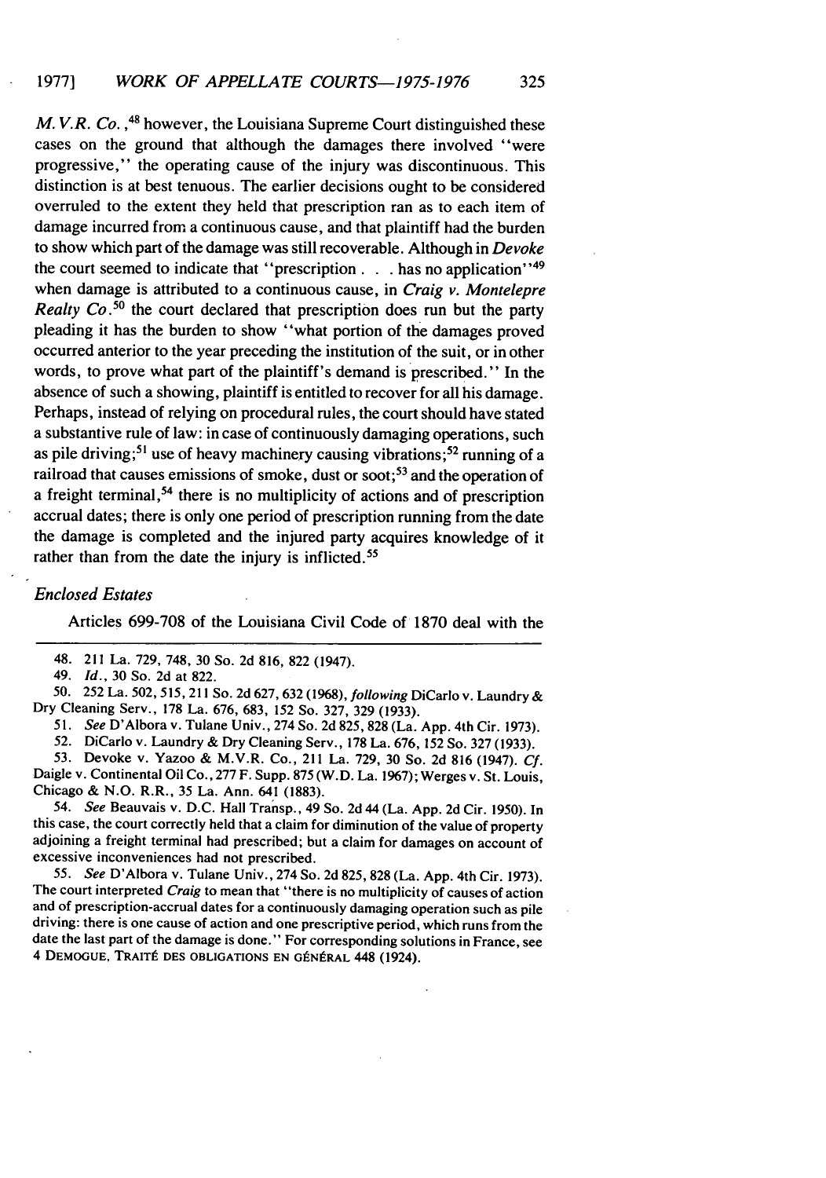*M. V.R. Co.*,[48] however, the Louisiana Supreme Court distinguished these cases on the ground that although the damages there involved "were progressive," the operating cause of the injury was discontinuous. This distinction is at best tenuous. The earlier decisions ought to be considered overruled to the extent they held that prescription ran as to each item of damage incurred from a continuous cause, and that plaintiff had the burden to show which part of the damage was still recoverable. Although in *Devoke* the court seemed to indicate that "prescription . . . has no application"[49] when damage is attributed to a continuous cause, in *Craig v. Montelepre Realty Co.*[50] the court declared that prescription does run but the party pleading it has the burden to show "what portion of the damages proved occurred anterior to the year preceding the institution of the suit, or in other words, to prove what part of the plaintiff's demand is prescribed." In the absence of such a showing, plaintiff is entitled to recover for all his damage. Perhaps, instead of relying on procedural rules, the court should have stated a substantive rule of law: in case of continuously damaging operations, such as pile driving;[51] use of heavy machinery causing vibrations;[52] running of a railroad that causes emissions of smoke, dust or soot;[53] and the operation of a freight terminal,[54] there is no multiplicity of actions and of prescription accrual dates; there is only one period of prescription running from the date the damage is completed and the injured party acquires knowledge of it rather than from the date the injury is inflicted.[55]

### *Enclosed Estates*

Articles 699-708 of the Louisiana Civil Code of 1870 deal with the

---

48. 211 La. 729, 748, 30 So. 2d 816, 822 (1947).

49. *Id.*, 30 So. 2d at 822.

50. 252 La. 502, 515, 211 So. 2d 627, 632 (1968), *following* DiCarlo v. Laundry & Dry Cleaning Serv., 178 La. 676, 683, 152 So. 327, 329 (1933).

51. *See* D'Albora v. Tulane Univ., 274 So. 2d 825, 828 (La. App. 4th Cir. 1973).

52. DiCarlo v. Laundry & Dry Cleaning Serv., 178 La. 676, 152 So. 327 (1933).

53. Devoke v. Yazoo & M.V.R. Co., 211 La. 729, 30 So. 2d 816 (1947). *Cf.* Daigle v. Continental Oil Co., 277 F. Supp. 875 (W.D. La. 1967); Werges v. St. Louis, Chicago & N.O. R.R., 35 La. Ann. 641 (1883).

54. *See* Beauvais v. D.C. Hall Transp., 49 So. 2d 44 (La. App. 2d Cir. 1950). In this case, the court correctly held that a claim for diminution of the value of property adjoining a freight terminal had prescribed; but a claim for damages on account of excessive inconveniences had not prescribed.

55. *See* D'Albora v. Tulane Univ., 274 So. 2d 825, 828 (La. App. 4th Cir. 1973). The court interpreted *Craig* to mean that "there is no multiplicity of causes of action and of prescription-accrual dates for a continuously damaging operation such as pile driving: there is one cause of action and one prescriptive period, which runs from the date the last part of the damage is done." For corresponding solutions in France, see 4 DEMOGUE, TRAITÉ DES OBLIGATIONS EN GÉNÉRAL 448 (1924).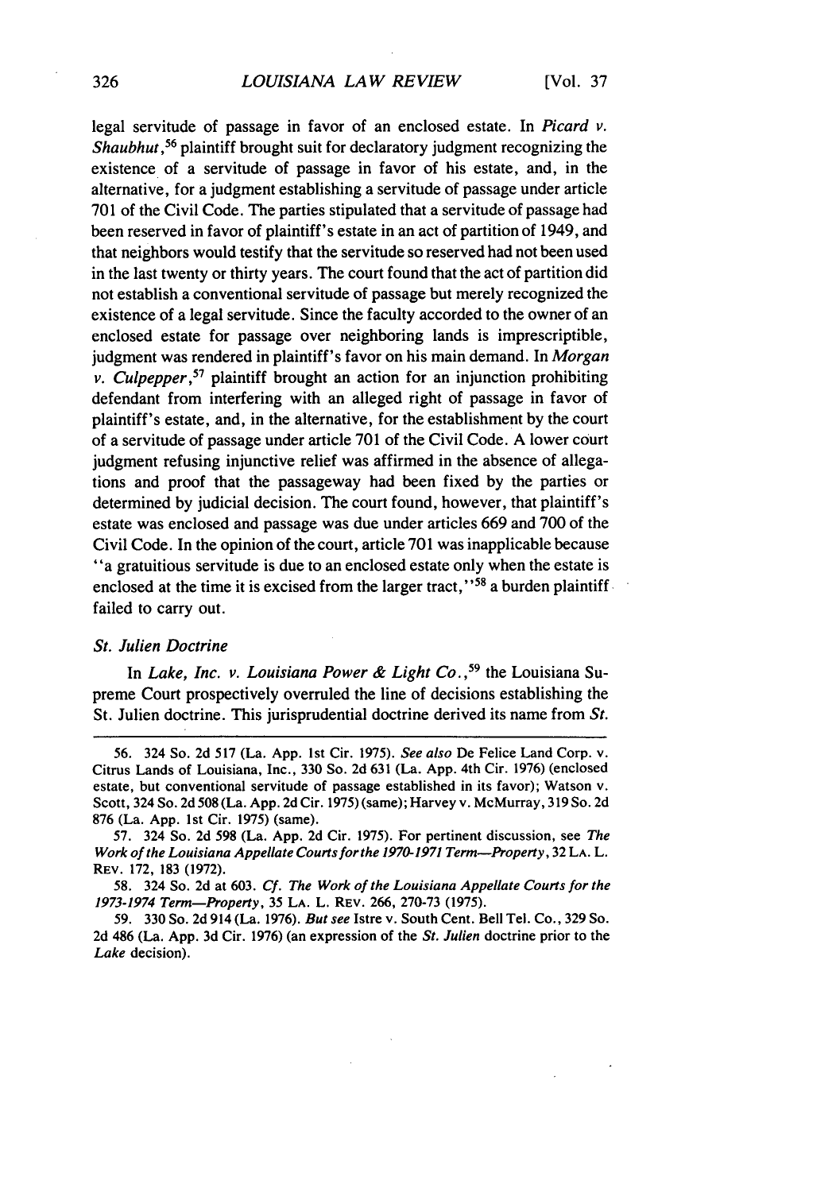legal servitude of passage in favor of an enclosed estate. In *Picard v. Shaubhut*,[56] plaintiff brought suit for declaratory judgment recognizing the existence of a servitude of passage in favor of his estate, and, in the alternative, for a judgment establishing a servitude of passage under article 701 of the Civil Code. The parties stipulated that a servitude of passage had been reserved in favor of plaintiff's estate in an act of partition of 1949, and that neighbors would testify that the servitude so reserved had not been used in the last twenty or thirty years. The court found that the act of partition did not establish a conventional servitude of passage but merely recognized the existence of a legal servitude. Since the faculty accorded to the owner of an enclosed estate for passage over neighboring lands is imprescriptible, judgment was rendered in plaintiff's favor on his main demand. In *Morgan v. Culpepper*,[57] plaintiff brought an action for an injunction prohibiting defendant from interfering with an alleged right of passage in favor of plaintiff's estate, and, in the alternative, for the establishment by the court of a servitude of passage under article 701 of the Civil Code. A lower court judgment refusing injunctive relief was affirmed in the absence of allegations and proof that the passageway had been fixed by the parties or determined by judicial decision. The court found, however, that plaintiff's estate was enclosed and passage was due under articles 669 and 700 of the Civil Code. In the opinion of the court, article 701 was inapplicable because "a gratuitous servitude is due to an enclosed estate only when the estate is enclosed at the time it is excised from the larger tract,"[58] a burden plaintiff failed to carry out.

### *St. Julien Doctrine*

In *Lake, Inc. v. Louisiana Power & Light Co.*,[59] the Louisiana Supreme Court prospectively overruled the line of decisions establishing the St. Julien doctrine. This jurisprudential doctrine derived its name from *St.*

---

56. 324 So. 2d 517 (La. App. 1st Cir. 1975). *See also* De Felice Land Corp. v. Citrus Lands of Louisiana, Inc., 330 So. 2d 631 (La. App. 4th Cir. 1976) (enclosed estate, but conventional servitude of passage established in its favor); Watson v. Scott, 324 So. 2d 508 (La. App. 2d Cir. 1975) (same); Harvey v. McMurray, 319 So. 2d 876 (La. App. 1st Cir. 1975) (same).

57. 324 So. 2d 598 (La. App. 2d Cir. 1975). For pertinent discussion, see *The Work of the Louisiana Appellate Courts for the 1970-1971 Term—Property*, 32 LA. L. REV. 172, 183 (1972).

58. 324 So. 2d at 603. *Cf. The Work of the Louisiana Appellate Courts for the 1973-1974 Term—Property*, 35 LA. L. REV. 266, 270-73 (1975).

59. 330 So. 2d 914 (La. 1976). *But see* Istre v. South Cent. Bell Tel. Co., 329 So. 2d 486 (La. App. 3d Cir. 1976) (an expression of the *St. Julien* doctrine prior to the *Lake* decision).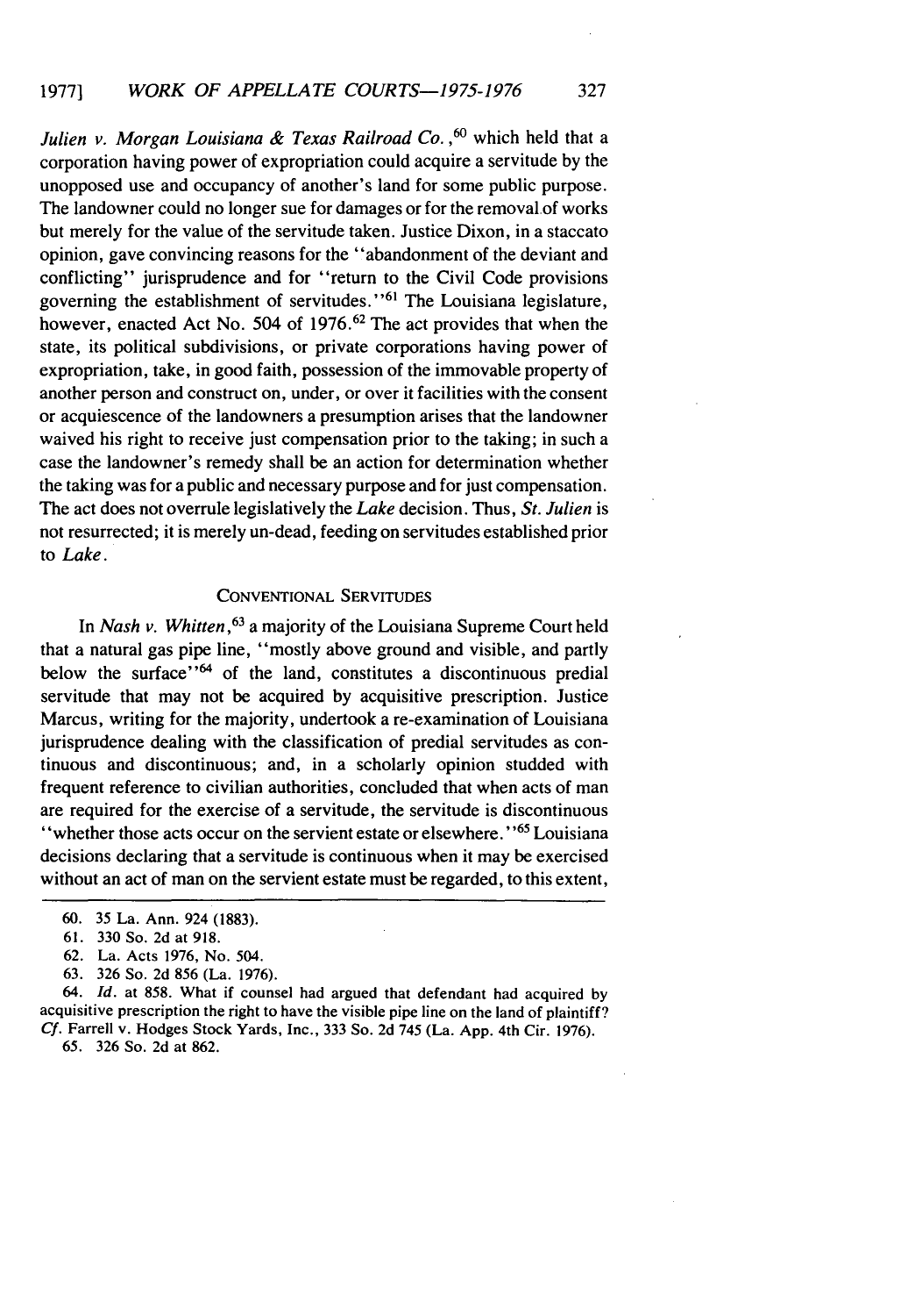*Julien v. Morgan Louisiana & Texas Railroad Co.*,[60] which held that a corporation having power of expropriation could acquire a servitude by the unopposed use and occupancy of another's land for some public purpose. The landowner could no longer sue for damages or for the removal of works but merely for the value of the servitude taken. Justice Dixon, in a staccato opinion, gave convincing reasons for the "abandonment of the deviant and conflicting" jurisprudence and for "return to the Civil Code provisions governing the establishment of servitudes."[61] The Louisiana legislature, however, enacted Act No. 504 of 1976.[62] The act provides that when the state, its political subdivisions, or private corporations having power of expropriation, take, in good faith, possession of the immovable property of another person and construct on, under, or over it facilities with the consent or acquiescence of the landowners a presumption arises that the landowner waived his right to receive just compensation prior to the taking; in such a case the landowner's remedy shall be an action for determination whether the taking was for a public and necessary purpose and for just compensation. The act does not overrule legislatively the *Lake* decision. Thus, *St. Julien* is not resurrected; it is merely un-dead, feeding on servitudes established prior to *Lake*.

## CONVENTIONAL SERVITUDES

In *Nash v. Whitten*,[63] a majority of the Louisiana Supreme Court held that a natural gas pipe line, "mostly above ground and visible, and partly below the surface"[64] of the land, constitutes a discontinuous predial servitude that may not be acquired by acquisitive prescription. Justice Marcus, writing for the majority, undertook a re-examination of Louisiana jurisprudence dealing with the classification of predial servitudes as continuous and discontinuous; and, in a scholarly opinion studded with frequent reference to civilian authorities, concluded that when acts of man are required for the exercise of a servitude, the servitude is discontinuous "whether those acts occur on the servient estate or elsewhere."[65] Louisiana decisions declaring that a servitude is continuous when it may be exercised without an act of man on the servient estate must be regarded, to this extent,

---

60. 35 La. Ann. 924 (1883).

61. 330 So. 2d at 918.

62. La. Acts 1976, No. 504.

63. 326 So. 2d 856 (La. 1976).

64. *Id.* at 858. What if counsel had argued that defendant had acquired by acquisitive prescription the right to have the visible pipe line on the land of plaintiff? *Cf.* Farrell v. Hodges Stock Yards, Inc., 333 So. 2d 745 (La. App. 4th Cir. 1976).

65. 326 So. 2d at 862.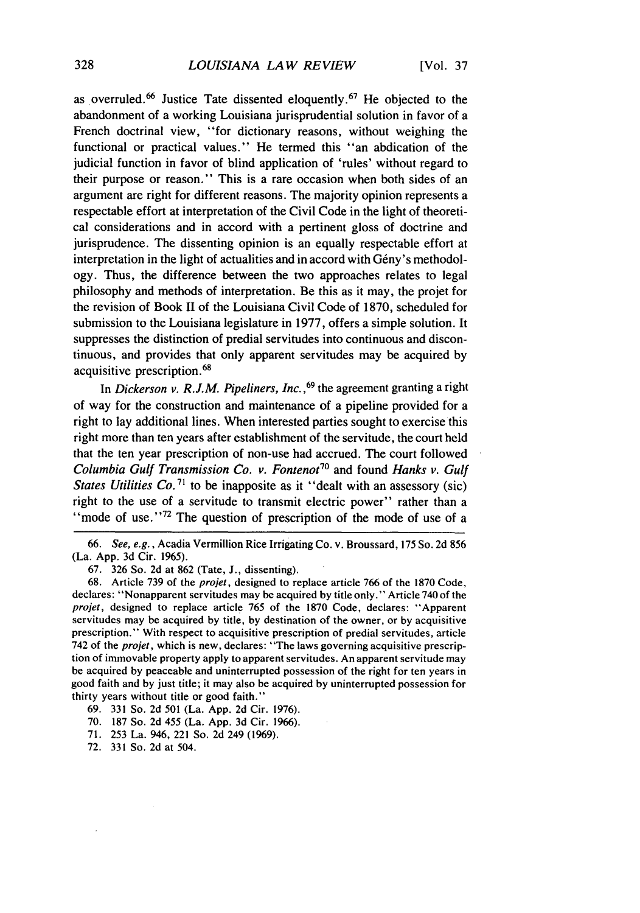as overruled.[66] Justice Tate dissented eloquently.[67] He objected to the abandonment of a working Louisiana jurisprudential solution in favor of a French doctrinal view, "for dictionary reasons, without weighing the functional or practical values." He termed this "an abdication of the judicial function in favor of blind application of 'rules' without regard to their purpose or reason." This is a rare occasion when both sides of an argument are right for different reasons. The majority opinion represents a respectable effort at interpretation of the Civil Code in the light of theoretical considerations and in accord with a pertinent gloss of doctrine and jurisprudence. The dissenting opinion is an equally respectable effort at interpretation in the light of actualities and in accord with Gény's methodology. Thus, the difference between the two approaches relates to legal philosophy and methods of interpretation. Be this as it may, the projet for the revision of Book II of the Louisiana Civil Code of 1870, scheduled for submission to the Louisiana legislature in 1977, offers a simple solution. It suppresses the distinction of predial servitudes into continuous and discontinuous, and provides that only apparent servitudes may be acquired by acquisitive prescription.[68]

In *Dickerson v. R.J.M. Pipeliners, Inc.*,[69] the agreement granting a right of way for the construction and maintenance of a pipeline provided for a right to lay additional lines. When interested parties sought to exercise this right more than ten years after establishment of the servitude, the court held that the ten year prescription of non-use had accrued. The court followed *Columbia Gulf Transmission Co. v. Fontenot*[70] and found *Hanks v. Gulf States Utilities Co.*[71] to be inapposite as it "dealt with an assessory (sic) right to the use of a servitude to transmit electric power" rather than a "mode of use."[72] The question of prescription of the mode of use of a

---

66. *See, e.g.*, Acadia Vermillion Rice Irrigating Co. v. Broussard, 175 So. 2d 856 (La. App. 3d Cir. 1965).

67. 326 So. 2d at 862 (Tate, J., dissenting).

68. Article 739 of the *projet*, designed to replace article 766 of the 1870 Code, declares: "Nonapparent servitudes may be acquired by title only." Article 740 of the *projet*, designed to replace article 765 of the 1870 Code, declares: "Apparent servitudes may be acquired by title, by destination of the owner, or by acquisitive prescription." With respect to acquisitive prescription of predial servitudes, article 742 of the *projet*, which is new, declares: "The laws governing acquisitive prescription of immovable property apply to apparent servitudes. An apparent servitude may be acquired by peaceable and uninterrupted possession of the right for ten years in good faith and by just title; it may also be acquired by uninterrupted possession for thirty years without title or good faith."

69. 331 So. 2d 501 (La. App. 2d Cir. 1976).

70. 187 So. 2d 455 (La. App. 3d Cir. 1966).

71. 253 La. 946, 221 So. 2d 249 (1969).

72. 331 So. 2d at 504.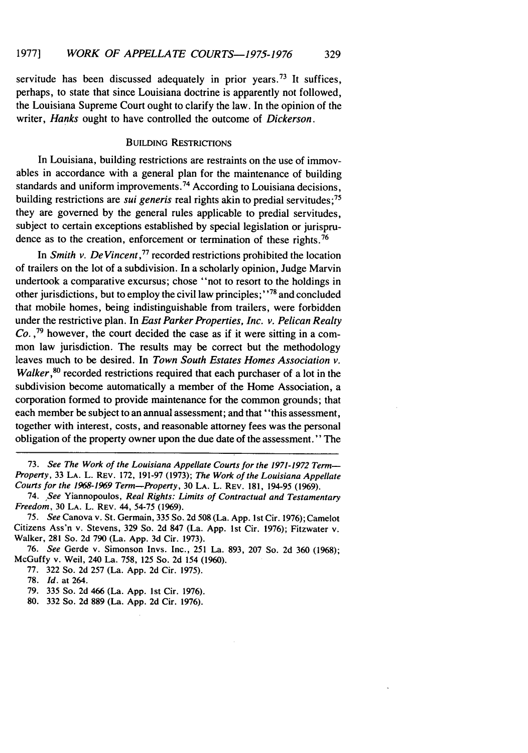servitude has been discussed adequately in prior years.[73] It suffices, perhaps, to state that since Louisiana doctrine is apparently not followed, the Louisiana Supreme Court ought to clarify the law. In the opinion of the writer, *Hanks* ought to have controlled the outcome of *Dickerson*.

### BUILDING RESTRICTIONS

In Louisiana, building restrictions are restraints on the use of immovables in accordance with a general plan for the maintenance of building standards and uniform improvements.[74] According to Louisiana decisions, building restrictions are *sui generis* real rights akin to predial servitudes;[75] they are governed by the general rules applicable to predial servitudes, subject to certain exceptions established by special legislation or jurisprudence as to the creation, enforcement or termination of these rights.[76]

In *Smith v. DeVincent*,[77] recorded restrictions prohibited the location of trailers on the lot of a subdivision. In a scholarly opinion, Judge Marvin undertook a comparative excursus; chose "not to resort to the holdings in other jurisdictions, but to employ the civil law principles;"[78] and concluded that mobile homes, being indistinguishable from trailers, were forbidden under the restrictive plan. In *East Parker Properties, Inc. v. Pelican Realty Co.*,[79] however, the court decided the case as if it were sitting in a common law jurisdiction. The results may be correct but the methodology leaves much to be desired. In *Town South Estates Homes Association v. Walker*,[80] recorded restrictions required that each purchaser of a lot in the subdivision become automatically a member of the Home Association, a corporation formed to provide maintenance for the common grounds; that each member be subject to an annual assessment; and that "this assessment, together with interest, costs, and reasonable attorney fees was the personal obligation of the property owner upon the due date of the assessment." The

---

73. *See The Work of the Louisiana Appellate Courts for the 1971-1972 Term—Property*, 33 LA. L. REV. 172, 191-97 (1973); *The Work of the Louisiana Appellate Courts for the 1968-1969 Term—Property*, 30 LA. L. REV. 181, 194-95 (1969).

74. *See* Yiannopoulos, *Real Rights: Limits of Contractual and Testamentary Freedom*, 30 LA. L. REV. 44, 54-75 (1969).

75. *See* Canova v. St. Germain, 335 So. 2d 508 (La. App. 1st Cir. 1976); Camelot Citizens Ass'n v. Stevens, 329 So. 2d 847 (La. App. 1st Cir. 1976); Fitzwater v. Walker, 281 So. 2d 790 (La. App. 3d Cir. 1973).

76. *See* Gerde v. Simonson Invs. Inc., 251 La. 893, 207 So. 2d 360 (1968); McGuffy v. Weil, 240 La. 758, 125 So. 2d 154 (1960).

77. 322 So. 2d 257 (La. App. 2d Cir. 1975).

78. *Id.* at 264.

79. 335 So. 2d 466 (La. App. 1st Cir. 1976).

80. 332 So. 2d 889 (La. App. 2d Cir. 1976).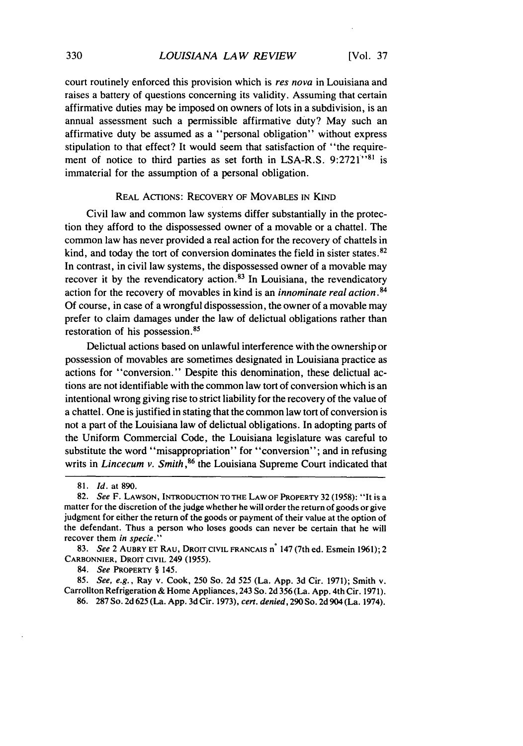court routinely enforced this provision which is *res nova* in Louisiana and raises a battery of questions concerning its validity. Assuming that certain affirmative duties may be imposed on owners of lots in a subdivision, is an annual assessment such a permissible affirmative duty? May such an affirmative duty be assumed as a "personal obligation" without express stipulation to that effect? It would seem that satisfaction of "the requirement of notice to third parties as set forth in LSA-R.S. 9:2721"[81] is immaterial for the assumption of a personal obligation.

### REAL ACTIONS: RECOVERY OF MOVABLES IN KIND

Civil law and common law systems differ substantially in the protection they afford to the dispossessed owner of a movable or a chattel. The common law has never provided a real action for the recovery of chattels in kind, and today the tort of conversion dominates the field in sister states.[82] In contrast, in civil law systems, the dispossessed owner of a movable may recover it by the revendicatory action.[83] In Louisiana, the revendicatory action for the recovery of movables in kind is an *innominate real action*.[84] Of course, in case of a wrongful dispossession, the owner of a movable may prefer to claim damages under the law of delictual obligations rather than restoration of his possession.[85]

Delictual actions based on unlawful interference with the ownership or possession of movables are sometimes designated in Louisiana practice as actions for "conversion." Despite this denomination, these delictual actions are not identifiable with the common law tort of conversion which is an intentional wrong giving rise to strict liability for the recovery of the value of a chattel. One is justified in stating that the common law tort of conversion is not a part of the Louisiana law of delictual obligations. In adopting parts of the Uniform Commercial Code, the Louisiana legislature was careful to substitute the word "misappropriation" for "conversion"; and in refusing writs in *Lincecum v. Smith*,[86] the Louisiana Supreme Court indicated that

---

81. *Id.* at 890.

82. *See* F. LAWSON, INTRODUCTION TO THE LAW OF PROPERTY 32 (1958): "It is a matter for the discretion of the judge whether he will order the return of goods or give judgment for either the return of the goods or payment of their value at the option of the defendant. Thus a person who loses goods can never be certain that he will recover them *in specie*."

83. *See* 2 AUBRY ET RAU, DROIT CIVIL FRANCAIS n° 147 (7th ed. Esmein 1961); 2 CARBONNIER, DROIT CIVIL 249 (1955).

84. *See* PROPERTY § 145.

85. *See, e.g.*, Ray v. Cook, 250 So. 2d 525 (La. App. 3d Cir. 1971); Smith v. Carrollton Refrigeration & Home Appliances, 243 So. 2d 356 (La. App. 4th Cir. 1971).

86. 287 So. 2d 625 (La. App. 3d Cir. 1973), *cert. denied*, 290 So. 2d 904 (La. 1974).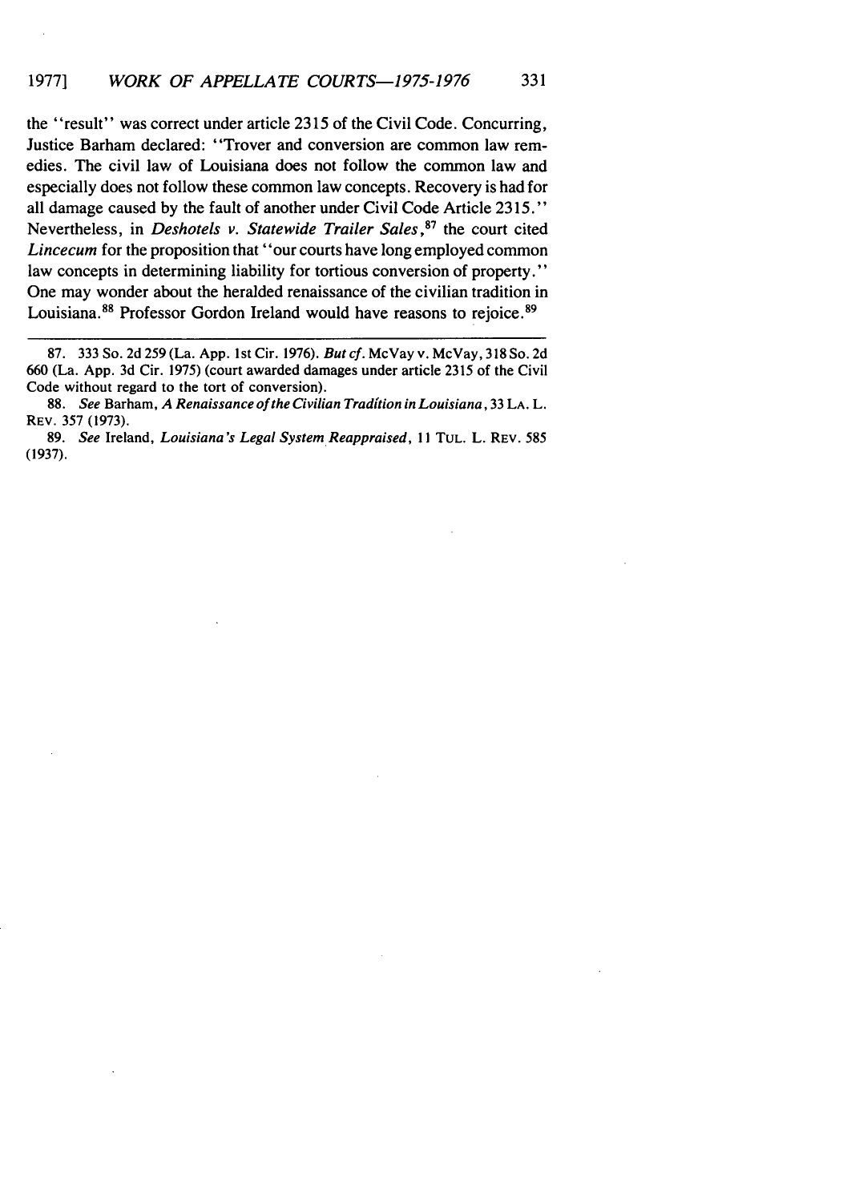the "result" was correct under article 2315 of the Civil Code. Concurring, Justice Barham declared: "Trover and conversion are common law remedies. The civil law of Louisiana does not follow the common law and especially does not follow these common law concepts. Recovery is had for all damage caused by the fault of another under Civil Code Article 2315." Nevertheless, in *Deshotels v. Statewide Trailer Sales*,[87] the court cited *Lincecum* for the proposition that "our courts have long employed common law concepts in determining liability for tortious conversion of property." One may wonder about the heralded renaissance of the civilian tradition in Louisiana.[88] Professor Gordon Ireland would have reasons to rejoice.[89]

---

87. 333 So. 2d 259 (La. App. 1st Cir. 1976). *But cf.* McVay v. McVay, 318 So. 2d 660 (La. App. 3d Cir. 1975) (court awarded damages under article 2315 of the Civil Code without regard to the tort of conversion).

88. *See* Barham, *A Renaissance of the Civilian Tradition in Louisiana*, 33 LA. L. REV. 357 (1973).

89. *See* Ireland, *Louisiana's Legal System Reappraised*, 11 TUL. L. REV. 585 (1937).